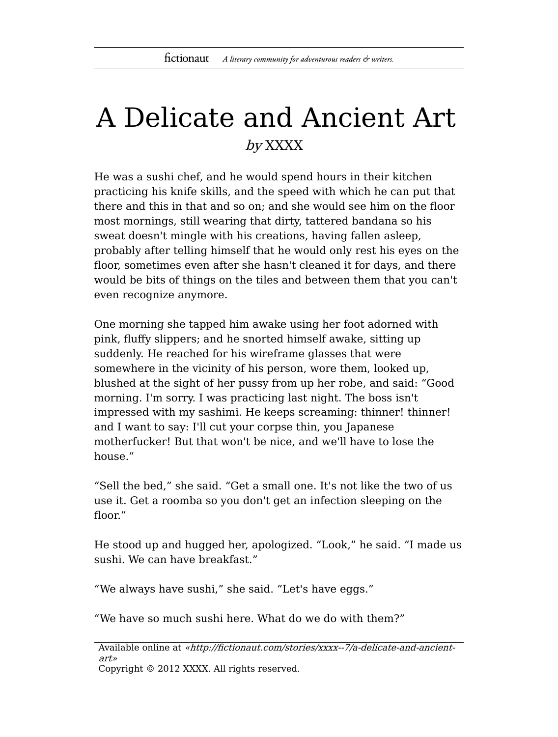# A Delicate and Ancient Art

*by* XXXX

He was a sushi chef, and he would spend hours in their kitchen practicing his knife skills, and the speed with which he can put that there and this in that and so on; and she would see him on the floor most mornings, still wearing that dirty, tattered bandana so his sweat doesn't mingle with his creations, having fallen asleep, probably after telling himself that he would only rest his eyes on the floor, sometimes even after she hasn't cleaned it for days, and there would be bits of things on the tiles and between them that you can't even recognize anymore.

One morning she tapped him awake using her foot adorned with pink, fluffy slippers; and he snorted himself awake, sitting up suddenly. He reached for his wireframe glasses that were somewhere in the vicinity of his person, wore them, looked up, blushed at the sight of her pussy from up her robe, and said: "Good morning. I'm sorry. I was practicing last night. The boss isn't impressed with my sashimi. He keeps screaming: thinner! thinner! and I want to say: I'll cut your corpse thin, you Japanese motherfucker! But that won't be nice, and we'll have to lose the house."

"Sell the bed," she said. "Get a small one. It's not like the two of us use it. Get a roomba so you don't get an infection sleeping on the floor."

He stood up and hugged her, apologized. "Look," he said. "I made us sushi. We can have breakfast."

"We always have sushi," she said. "Let's have eggs."

"We have so much sushi here. What do we do with them?"

Available online at *«http://fictionaut.com/stories/xxxx--7/a-delicate-and-ancient-art»*
Copyright © 2012 XXXX. All rights reserved.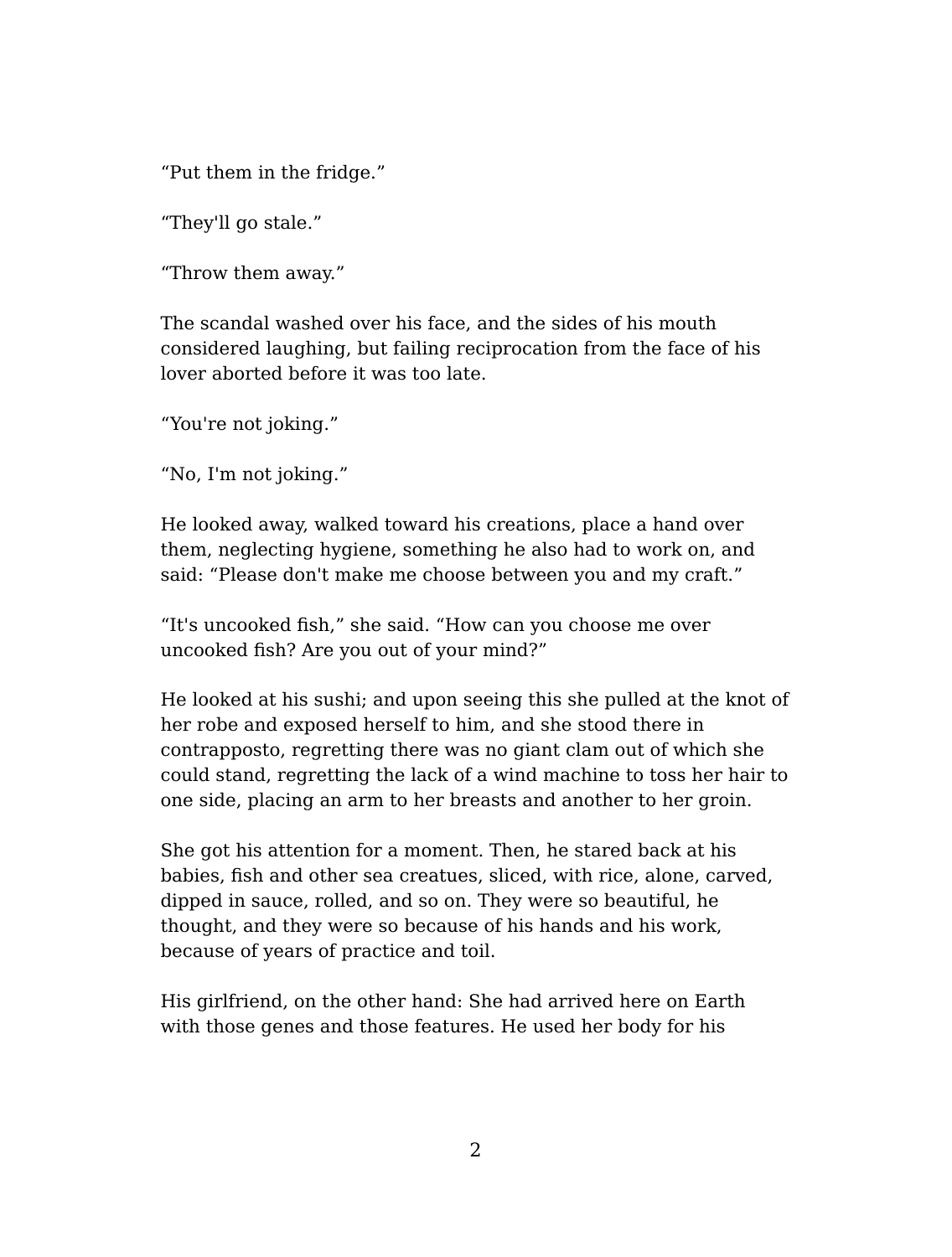“Put them in the fridge.”

“They'll go stale.”

“Throw them away.”

The scandal washed over his face, and the sides of his mouth considered laughing, but failing reciprocation from the face of his lover aborted before it was too late.

“You're not joking.”

“No, I'm not joking.”

He looked away, walked toward his creations, place a hand over them, neglecting hygiene, something he also had to work on, and said: “Please don't make me choose between you and my craft.”

“It's uncooked fish,” she said. “How can you choose me over uncooked fish? Are you out of your mind?”

He looked at his sushi; and upon seeing this she pulled at the knot of her robe and exposed herself to him, and she stood there in contrapposto, regretting there was no giant clam out of which she could stand, regretting the lack of a wind machine to toss her hair to one side, placing an arm to her breasts and another to her groin.

She got his attention for a moment. Then, he stared back at his babies, fish and other sea creatues, sliced, with rice, alone, carved, dipped in sauce, rolled, and so on. They were so beautiful, he thought, and they were so because of his hands and his work, because of years of practice and toil.

His girlfriend, on the other hand: She had arrived here on Earth with those genes and those features. He used her body for his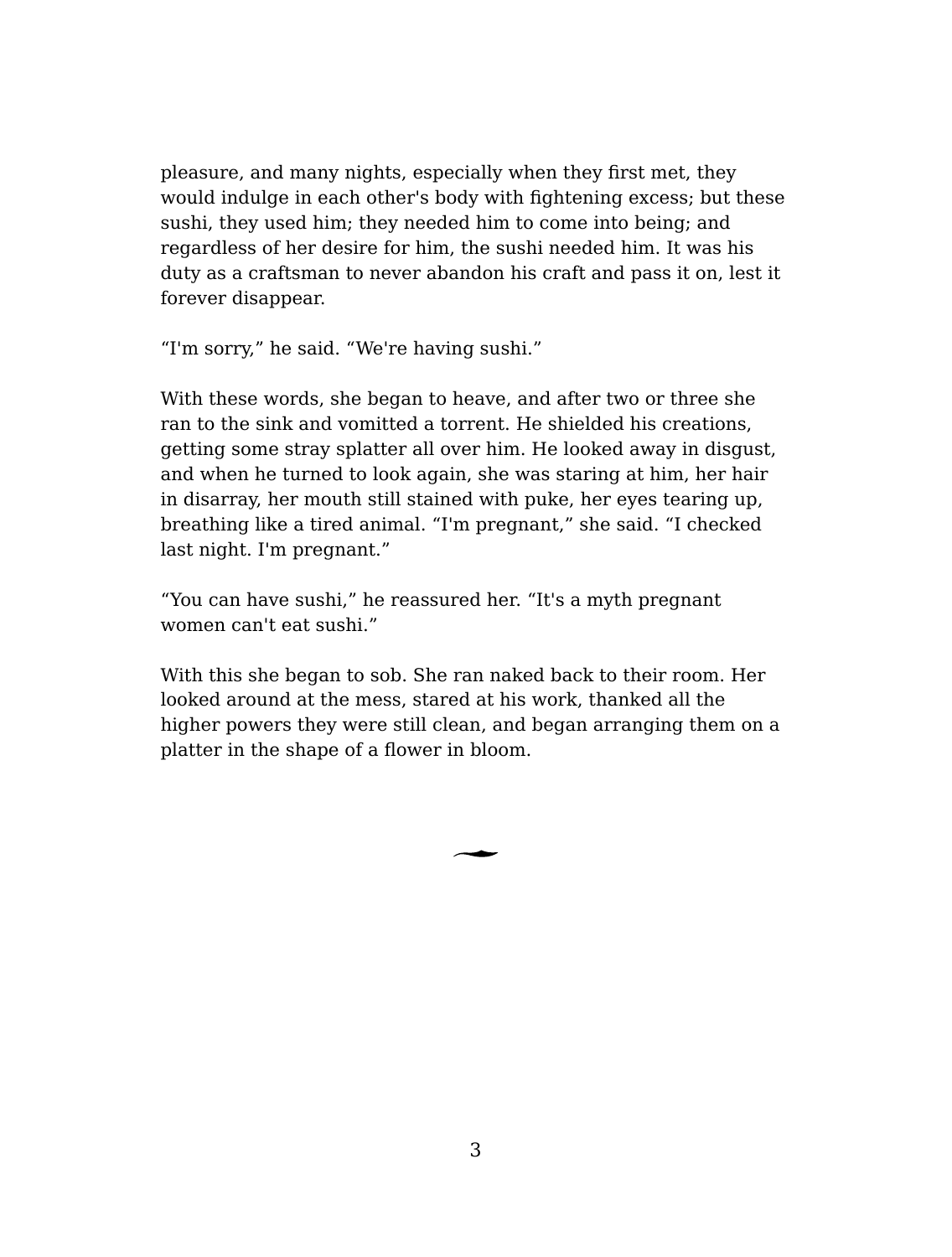pleasure, and many nights, especially when they first met, they would indulge in each other's body with fightening excess; but these sushi, they used him; they needed him to come into being; and regardless of her desire for him, the sushi needed him. It was his duty as a craftsman to never abandon his craft and pass it on, lest it forever disappear.

“I'm sorry,” he said. “We're having sushi.”

With these words, she began to heave, and after two or three she ran to the sink and vomitted a torrent. He shielded his creations, getting some stray splatter all over him. He looked away in disgust, and when he turned to look again, she was staring at him, her hair in disarray, her mouth still stained with puke, her eyes tearing up, breathing like a tired animal. “I'm pregnant,” she said. “I checked last night. I'm pregnant.”

“You can have sushi,” he reassured her. “It's a myth pregnant women can't eat sushi.”

With this she began to sob. She ran naked back to their room. Her looked around at the mess, stared at his work, thanked all the higher powers they were still clean, and began arranging them on a platter in the shape of a flower in bloom.